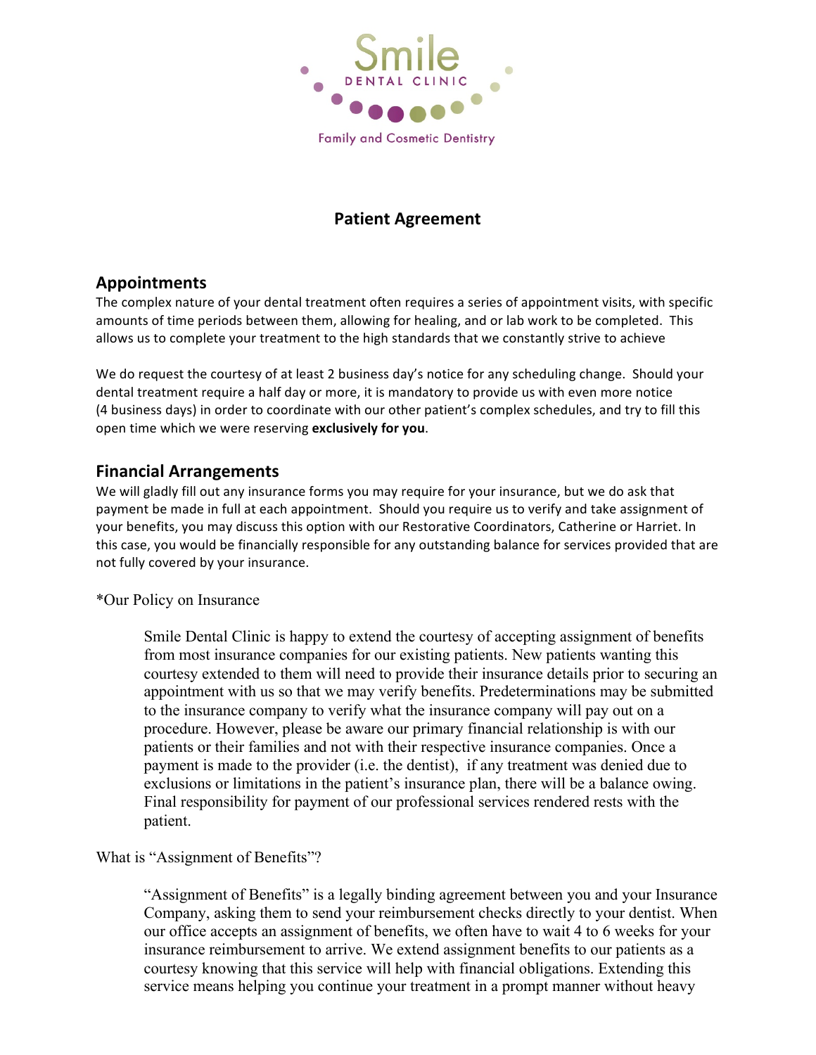Smile

DENTAL CLINIC

Family and Cosmetic Dentistry

# Patient Agreement

## Appointments

The complex nature of your dental treatment often requires a series of appointment visits, with specific amounts of time periods between them, allowing for healing, and or lab work to be completed. This allows us to complete your treatment to the high standards that we constantly strive to achieve

We do request the courtesy of at least 2 business day's notice for any scheduling change. Should your dental treatment require a half day or more, it is mandatory to provide us with even more notice (4 business days) in order to coordinate with our other patient's complex schedules, and try to fill this open time which we were reserving **exclusively for you**.

## Financial Arrangements

We will gladly fill out any insurance forms you may require for your insurance, but we do ask that payment be made in full at each appointment. Should you require us to verify and take assignment of your benefits, you may discuss this option with our Restorative Coordinators, Catherine or Harriet. In this case, you would be financially responsible for any outstanding balance for services provided that are not fully covered by your insurance.

*Our Policy on Insurance

> Smile Dental Clinic is happy to extend the courtesy of accepting assignment of benefits from most insurance companies for our existing patients. New patients wanting this courtesy extended to them will need to provide their insurance details prior to securing an appointment with us so that we may verify benefits. Predeterminations may be submitted to the insurance company to verify what the insurance company will pay out on a procedure. However, please be aware our primary financial relationship is with our patients or their families and not with their respective insurance companies. Once a payment is made to the provider (i.e. the dentist), if any treatment was denied due to exclusions or limitations in the patient's insurance plan, there will be a balance owing. Final responsibility for payment of our professional services rendered rests with the patient.

What is "Assignment of Benefits"?

> "Assignment of Benefits" is a legally binding agreement between you and your Insurance Company, asking them to send your reimbursement checks directly to your dentist. When our office accepts an assignment of benefits, we often have to wait 4 to 6 weeks for your insurance reimbursement to arrive. We extend assignment benefits to our patients as a courtesy knowing that this service will help with financial obligations. Extending this service means helping you continue your treatment in a prompt manner without heavy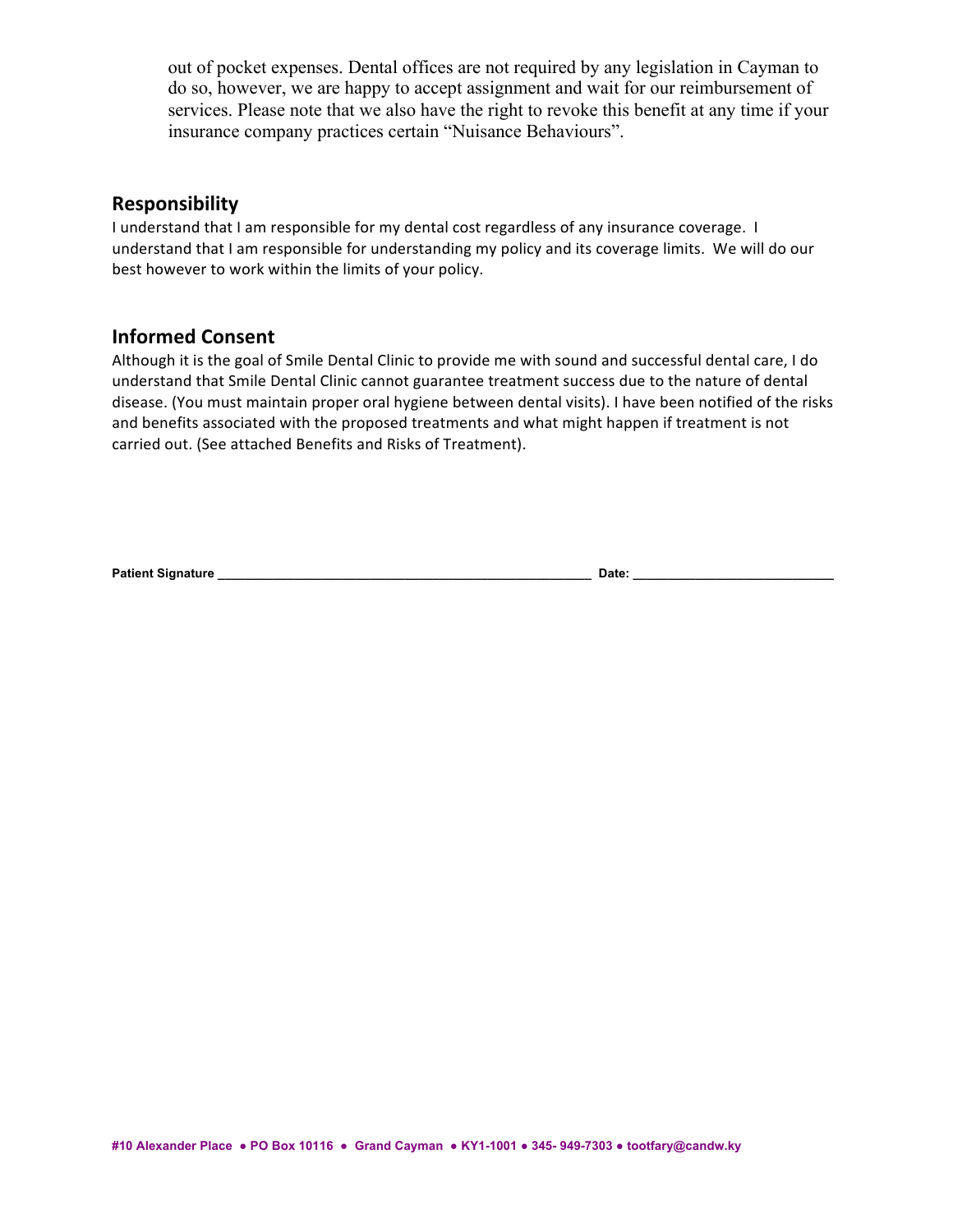out of pocket expenses. Dental offices are not required by any legislation in Cayman to do so, however, we are happy to accept assignment and wait for our reimbursement of services. Please note that we also have the right to revoke this benefit at any time if your insurance company practices certain "Nuisance Behaviours".

## Responsibility

I understand that I am responsible for my dental cost regardless of any insurance coverage. I understand that I am responsible for understanding my policy and its coverage limits. We will do our best however to work within the limits of your policy.

## Informed Consent

Although it is the goal of Smile Dental Clinic to provide me with sound and successful dental care, I do understand that Smile Dental Clinic cannot guarantee treatment success due to the nature of dental disease. (You must maintain proper oral hygiene between dental visits). I have been notified of the risks and benefits associated with the proposed treatments and what might happen if treatment is not carried out. (See attached Benefits and Risks of Treatment).

**Patient Signature** ______________________________________________ **Date:** ___________________________

**#10 Alexander Place ● PO Box 10116 ● Grand Cayman ● KY1-1001 ● 345- 949-7303 ● tootfary@candw.ky**